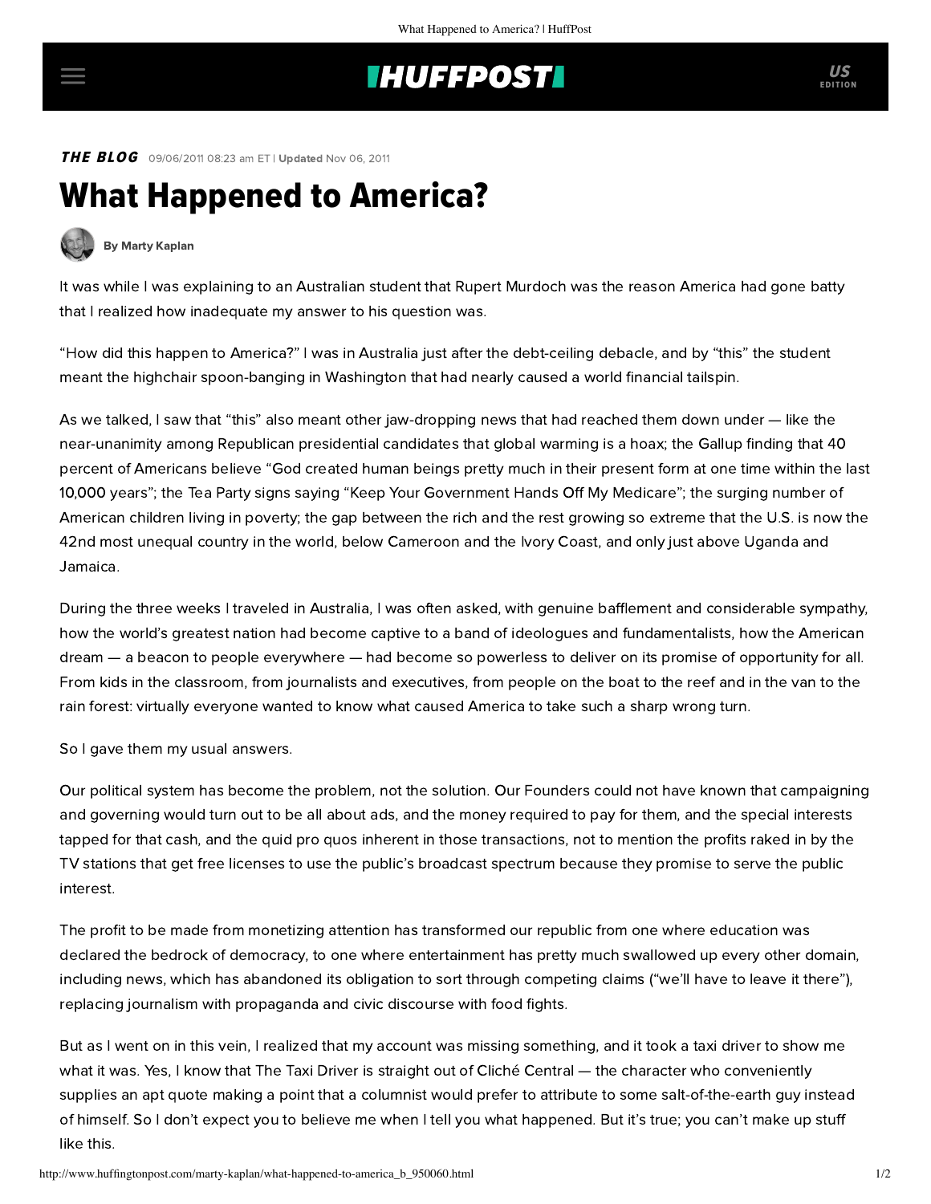**THE BLOG** 09/06/2011 08:23 am ET | **Updated** Nov 06, 2011

# What Happened to America?

By Marty Kaplan

It was while I was explaining to an Australian student that Rupert Murdoch was the reason America had gone batty that I realized how inadequate my answer to his question was.

"How did this happen to America?" I was in Australia just after the debt-ceiling debacle, and by "this" the student meant the highchair spoon-banging in Washington that had nearly caused a world financial tailspin.

As we talked, I saw that "this" also meant other jaw-dropping news that had reached them down under — like the near-unanimity among Republican presidential candidates that global warming is a hoax; the Gallup finding that 40 percent of Americans believe "God created human beings pretty much in their present form at one time within the last 10,000 years"; the Tea Party signs saying "Keep Your Government Hands Off My Medicare"; the surging number of American children living in poverty; the gap between the rich and the rest growing so extreme that the U.S. is now the 42nd most unequal country in the world, below Cameroon and the Ivory Coast, and only just above Uganda and Jamaica.

During the three weeks I traveled in Australia, I was often asked, with genuine bafflement and considerable sympathy, how the world's greatest nation had become captive to a band of ideologues and fundamentalists, how the American dream — a beacon to people everywhere — had become so powerless to deliver on its promise of opportunity for all. From kids in the classroom, from journalists and executives, from people on the boat to the reef and in the van to the rain forest: virtually everyone wanted to know what caused America to take such a sharp wrong turn.

So I gave them my usual answers.

Our political system has become the problem, not the solution. Our Founders could not have known that campaigning and governing would turn out to be all about ads, and the money required to pay for them, and the special interests tapped for that cash, and the quid pro quos inherent in those transactions, not to mention the profits raked in by the TV stations that get free licenses to use the public's broadcast spectrum because they promise to serve the public interest.

The profit to be made from monetizing attention has transformed our republic from one where education was declared the bedrock of democracy, to one where entertainment has pretty much swallowed up every other domain, including news, which has abandoned its obligation to sort through competing claims ("we'll have to leave it there"), replacing journalism with propaganda and civic discourse with food fights.

But as I went on in this vein, I realized that my account was missing something, and it took a taxi driver to show me what it was. Yes, I know that The Taxi Driver is straight out of Cliché Central — the character who conveniently supplies an apt quote making a point that a columnist would prefer to attribute to some salt-of-the-earth guy instead of himself. So I don't expect you to believe me when I tell you what happened. But it's true; you can't make up stuff like this.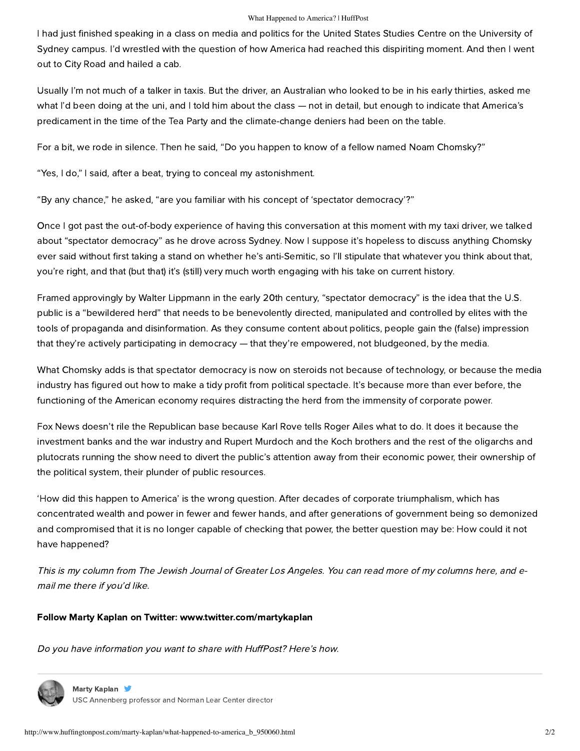I had just finished speaking in a class on media and politics for the United States Studies Centre on the University of Sydney campus. I'd wrestled with the question of how America had reached this dispiriting moment. And then I went out to City Road and hailed a cab.

Usually I'm not much of a talker in taxis. But the driver, an Australian who looked to be in his early thirties, asked me what I'd been doing at the uni, and I told him about the class — not in detail, but enough to indicate that America's predicament in the time of the Tea Party and the climate-change deniers had been on the table.

For a bit, we rode in silence. Then he said, "Do you happen to know of a fellow named Noam Chomsky?"

"Yes, I do," I said, after a beat, trying to conceal my astonishment.

"By any chance," he asked, "are you familiar with his concept of 'spectator democracy'?"

Once I got past the out-of-body experience of having this conversation at this moment with my taxi driver, we talked about "spectator democracy" as he drove across Sydney. Now I suppose it's hopeless to discuss anything Chomsky ever said without first taking a stand on whether he's anti-Semitic, so I'll stipulate that whatever you think about that, you're right, and that (but that) it's (still) very much worth engaging with his take on current history.

Framed approvingly by Walter Lippmann in the early 20th century, "spectator democracy" is the idea that the U.S. public is a "bewildered herd" that needs to be benevolently directed, manipulated and controlled by elites with the tools of propaganda and disinformation. As they consume content about politics, people gain the (false) impression that they're actively participating in democracy — that they're empowered, not bludgeoned, by the media.

What Chomsky adds is that spectator democracy is now on steroids not because of technology, or because the media industry has figured out how to make a tidy profit from political spectacle. It's because more than ever before, the functioning of the American economy requires distracting the herd from the immensity of corporate power.

Fox News doesn't rile the Republican base because Karl Rove tells Roger Ailes what to do. It does it because the investment banks and the war industry and Rupert Murdoch and the Koch brothers and the rest of the oligarchs and plutocrats running the show need to divert the public's attention away from their economic power, their ownership of the political system, their plunder of public resources.

'How did this happen to America' is the wrong question. After decades of corporate triumphalism, which has concentrated wealth and power in fewer and fewer hands, and after generations of government being so demonized and compromised that it is no longer capable of checking that power, the better question may be: How could it not have happened?

*This is my column from The Jewish Journal of Greater Los Angeles. You can read more of my columns here, and e-mail me there if you'd like.*

**Follow Marty Kaplan on Twitter: www.twitter.com/martykaplan**

*Do you have information you want to share with HuffPost? Here's how.*

---

Marty Kaplan

USC Annenberg professor and Norman Lear Center director